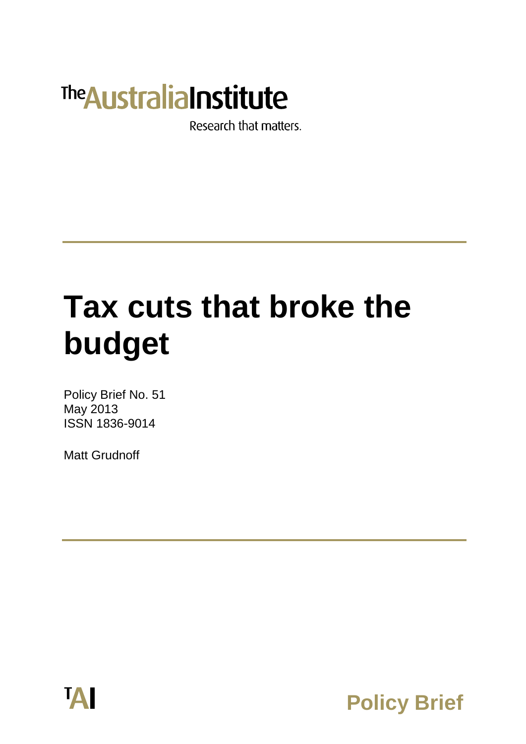The Australia Institute

Research that matters.

# Tax cuts that broke the budget

Policy Brief No. 51
May 2013
ISSN 1836-9014

Matt Grudnoff

TAI

Policy Brief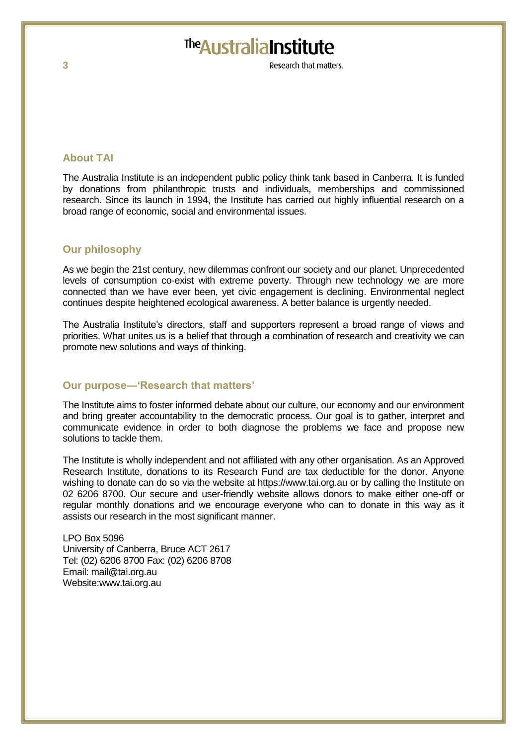## About TAI

The Australia Institute is an independent public policy think tank based in Canberra. It is funded by donations from philanthropic trusts and individuals, memberships and commissioned research. Since its launch in 1994, the Institute has carried out highly influential research on a broad range of economic, social and environmental issues.

## Our philosophy

As we begin the 21st century, new dilemmas confront our society and our planet. Unprecedented levels of consumption co-exist with extreme poverty. Through new technology we are more connected than we have ever been, yet civic engagement is declining. Environmental neglect continues despite heightened ecological awareness. A better balance is urgently needed.

The Australia Institute's directors, staff and supporters represent a broad range of views and priorities. What unites us is a belief that through a combination of research and creativity we can promote new solutions and ways of thinking.

## Our purpose—'Research that matters'

The Institute aims to foster informed debate about our culture, our economy and our environment and bring greater accountability to the democratic process. Our goal is to gather, interpret and communicate evidence in order to both diagnose the problems we face and propose new solutions to tackle them.

The Institute is wholly independent and not affiliated with any other organisation. As an Approved Research Institute, donations to its Research Fund are tax deductible for the donor. Anyone wishing to donate can do so via the website at https://www.tai.org.au or by calling the Institute on 02 6206 8700. Our secure and user-friendly website allows donors to make either one-off or regular monthly donations and we encourage everyone who can to donate in this way as it assists our research in the most significant manner.

LPO Box 5096
University of Canberra, Bruce ACT 2617
Tel: (02) 6206 8700 Fax: (02) 6206 8708
Email: mail@tai.org.au
Website:www.tai.org.au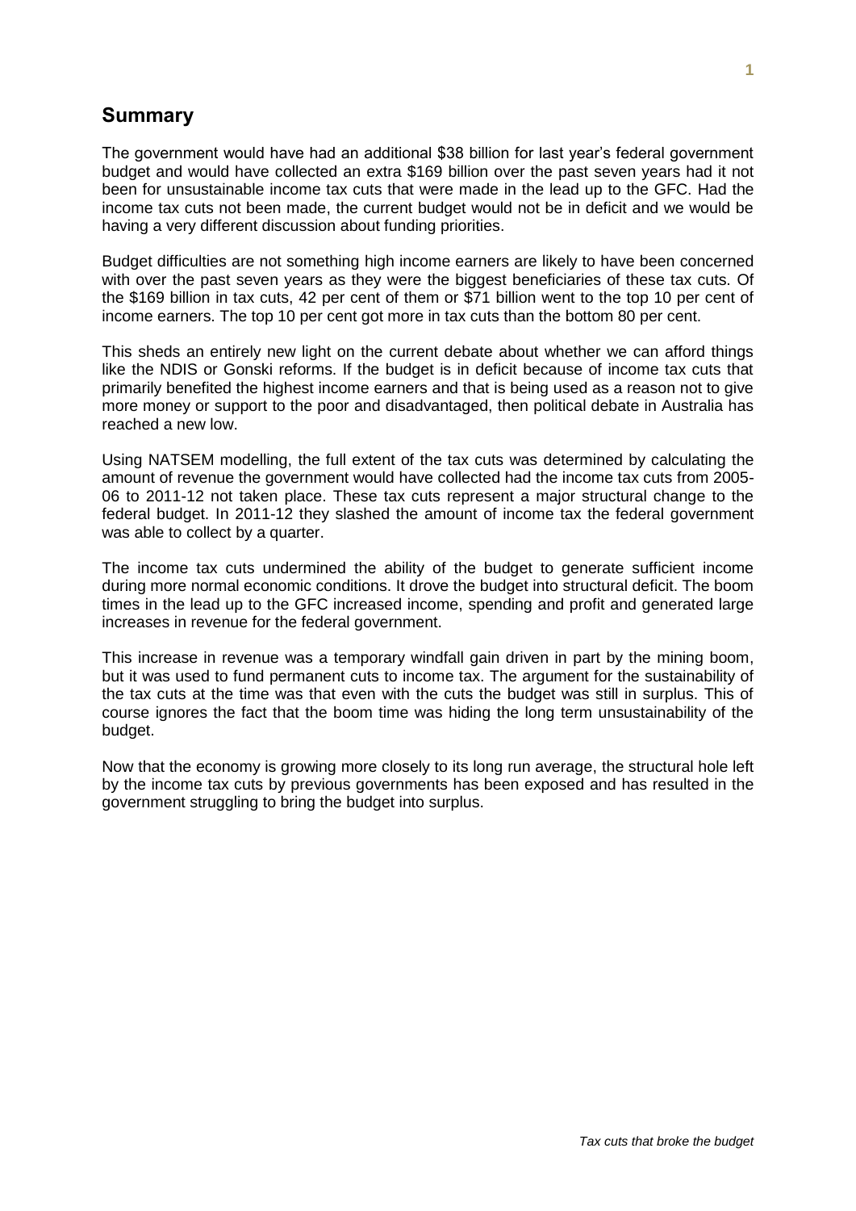## Summary

The government would have had an additional $38 billion for last year's federal government budget and would have collected an extra $169 billion over the past seven years had it not been for unsustainable income tax cuts that were made in the lead up to the GFC. Had the income tax cuts not been made, the current budget would not be in deficit and we would be having a very different discussion about funding priorities.

Budget difficulties are not something high income earners are likely to have been concerned with over the past seven years as they were the biggest beneficiaries of these tax cuts. Of the $169 billion in tax cuts, 42 per cent of them or $71 billion went to the top 10 per cent of income earners. The top 10 per cent got more in tax cuts than the bottom 80 per cent.

This sheds an entirely new light on the current debate about whether we can afford things like the NDIS or Gonski reforms. If the budget is in deficit because of income tax cuts that primarily benefited the highest income earners and that is being used as a reason not to give more money or support to the poor and disadvantaged, then political debate in Australia has reached a new low.

Using NATSEM modelling, the full extent of the tax cuts was determined by calculating the amount of revenue the government would have collected had the income tax cuts from 2005-06 to 2011-12 not taken place. These tax cuts represent a major structural change to the federal budget. In 2011-12 they slashed the amount of income tax the federal government was able to collect by a quarter.

The income tax cuts undermined the ability of the budget to generate sufficient income during more normal economic conditions. It drove the budget into structural deficit. The boom times in the lead up to the GFC increased income, spending and profit and generated large increases in revenue for the federal government.

This increase in revenue was a temporary windfall gain driven in part by the mining boom, but it was used to fund permanent cuts to income tax. The argument for the sustainability of the tax cuts at the time was that even with the cuts the budget was still in surplus. This of course ignores the fact that the boom time was hiding the long term unsustainability of the budget.

Now that the economy is growing more closely to its long run average, the structural hole left by the income tax cuts by previous governments has been exposed and has resulted in the government struggling to bring the budget into surplus.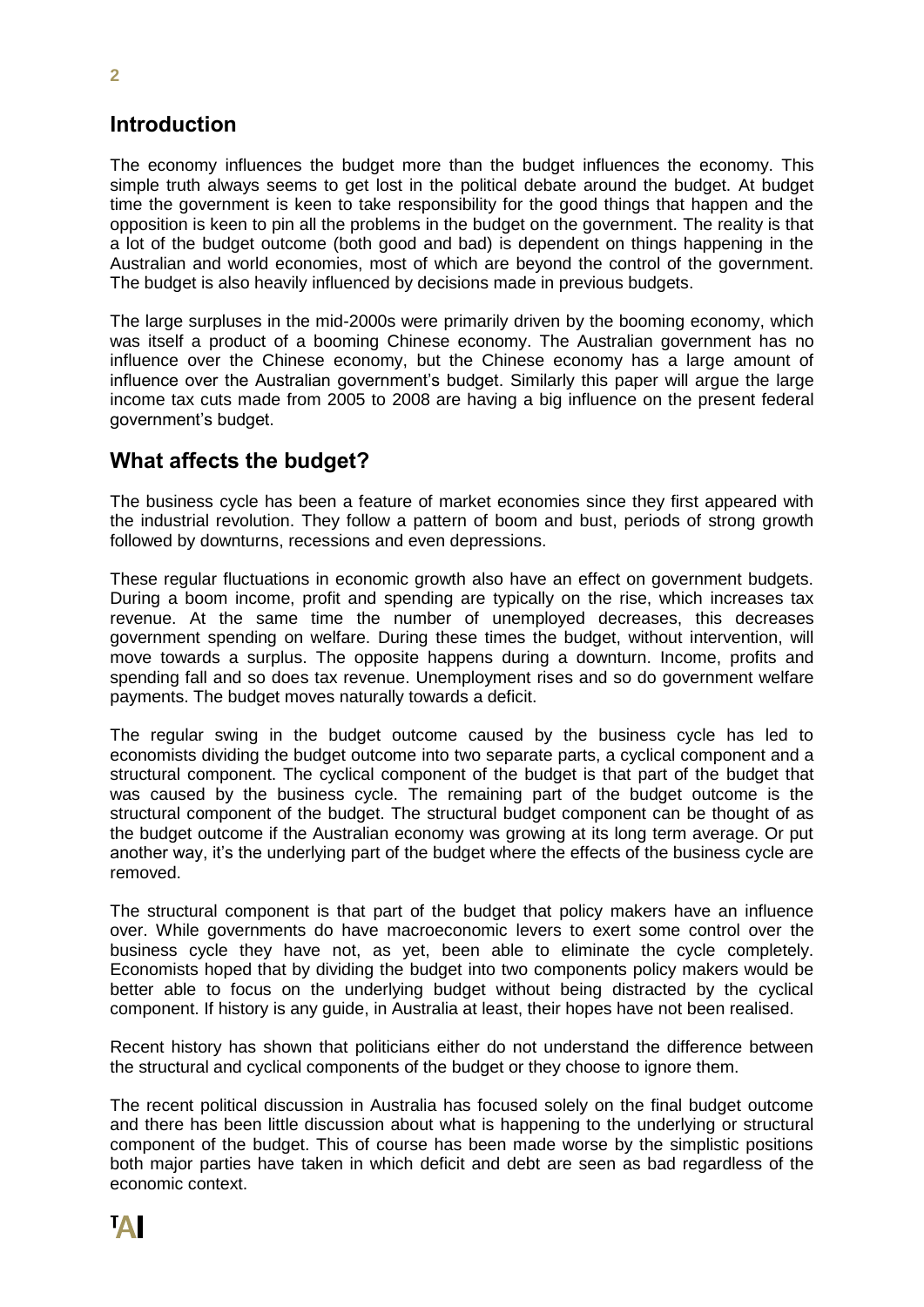## Introduction

The economy influences the budget more than the budget influences the economy. This simple truth always seems to get lost in the political debate around the budget. At budget time the government is keen to take responsibility for the good things that happen and the opposition is keen to pin all the problems in the budget on the government. The reality is that a lot of the budget outcome (both good and bad) is dependent on things happening in the Australian and world economies, most of which are beyond the control of the government. The budget is also heavily influenced by decisions made in previous budgets.

The large surpluses in the mid-2000s were primarily driven by the booming economy, which was itself a product of a booming Chinese economy. The Australian government has no influence over the Chinese economy, but the Chinese economy has a large amount of influence over the Australian government's budget. Similarly this paper will argue the large income tax cuts made from 2005 to 2008 are having a big influence on the present federal government's budget.

## What affects the budget?

The business cycle has been a feature of market economies since they first appeared with the industrial revolution. They follow a pattern of boom and bust, periods of strong growth followed by downturns, recessions and even depressions.

These regular fluctuations in economic growth also have an effect on government budgets. During a boom income, profit and spending are typically on the rise, which increases tax revenue. At the same time the number of unemployed decreases, this decreases government spending on welfare. During these times the budget, without intervention, will move towards a surplus. The opposite happens during a downturn. Income, profits and spending fall and so does tax revenue. Unemployment rises and so do government welfare payments. The budget moves naturally towards a deficit.

The regular swing in the budget outcome caused by the business cycle has led to economists dividing the budget outcome into two separate parts, a cyclical component and a structural component. The cyclical component of the budget is that part of the budget that was caused by the business cycle. The remaining part of the budget outcome is the structural component of the budget. The structural budget component can be thought of as the budget outcome if the Australian economy was growing at its long term average. Or put another way, it's the underlying part of the budget where the effects of the business cycle are removed.

The structural component is that part of the budget that policy makers have an influence over. While governments do have macroeconomic levers to exert some control over the business cycle they have not, as yet, been able to eliminate the cycle completely. Economists hoped that by dividing the budget into two components policy makers would be better able to focus on the underlying budget without being distracted by the cyclical component. If history is any guide, in Australia at least, their hopes have not been realised.

Recent history has shown that politicians either do not understand the difference between the structural and cyclical components of the budget or they choose to ignore them.

The recent political discussion in Australia has focused solely on the final budget outcome and there has been little discussion about what is happening to the underlying or structural component of the budget. This of course has been made worse by the simplistic positions both major parties have taken in which deficit and debt are seen as bad regardless of the economic context.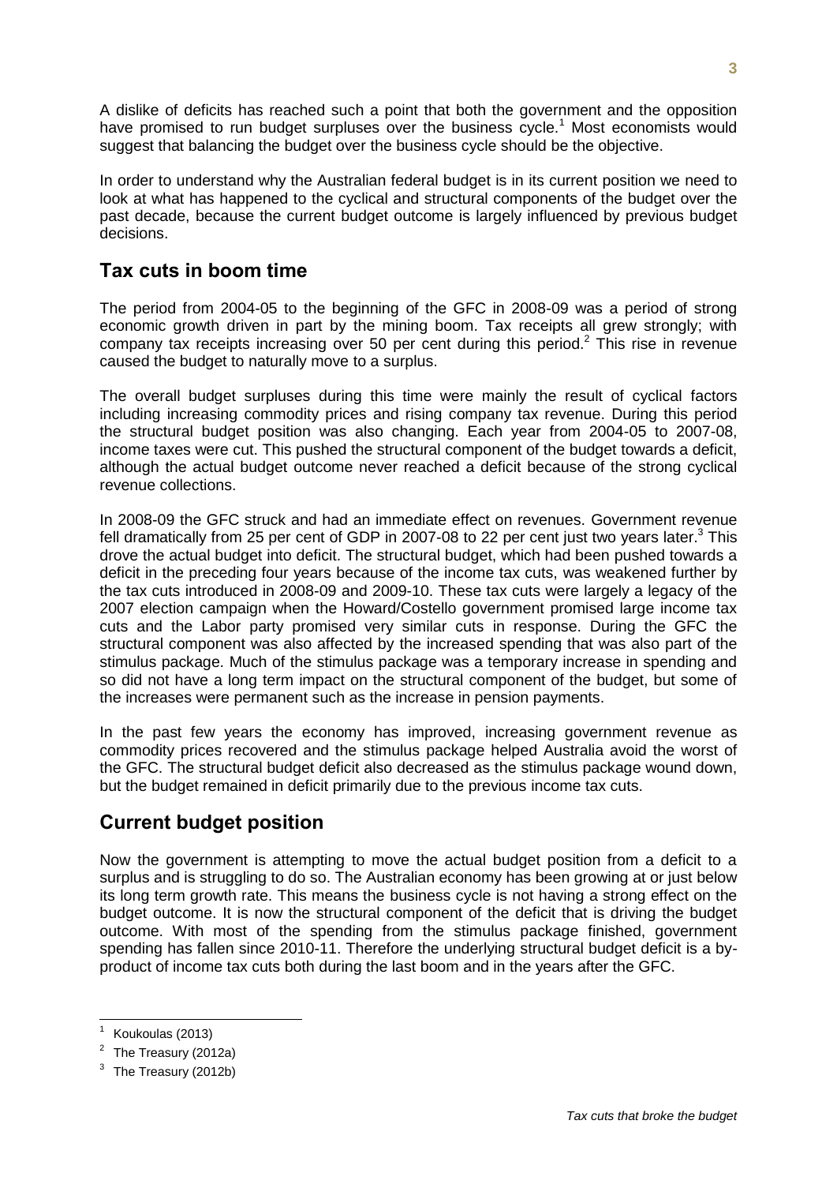A dislike of deficits has reached such a point that both the government and the opposition have promised to run budget surpluses over the business cycle.[1] Most economists would suggest that balancing the budget over the business cycle should be the objective.

In order to understand why the Australian federal budget is in its current position we need to look at what has happened to the cyclical and structural components of the budget over the past decade, because the current budget outcome is largely influenced by previous budget decisions.

## Tax cuts in boom time

The period from 2004-05 to the beginning of the GFC in 2008-09 was a period of strong economic growth driven in part by the mining boom. Tax receipts all grew strongly; with company tax receipts increasing over 50 per cent during this period.[2] This rise in revenue caused the budget to naturally move to a surplus.

The overall budget surpluses during this time were mainly the result of cyclical factors including increasing commodity prices and rising company tax revenue. During this period the structural budget position was also changing. Each year from 2004-05 to 2007-08, income taxes were cut. This pushed the structural component of the budget towards a deficit, although the actual budget outcome never reached a deficit because of the strong cyclical revenue collections.

In 2008-09 the GFC struck and had an immediate effect on revenues. Government revenue fell dramatically from 25 per cent of GDP in 2007-08 to 22 per cent just two years later.[3] This drove the actual budget into deficit. The structural budget, which had been pushed towards a deficit in the preceding four years because of the income tax cuts, was weakened further by the tax cuts introduced in 2008-09 and 2009-10. These tax cuts were largely a legacy of the 2007 election campaign when the Howard/Costello government promised large income tax cuts and the Labor party promised very similar cuts in response. During the GFC the structural component was also affected by the increased spending that was also part of the stimulus package. Much of the stimulus package was a temporary increase in spending and so did not have a long term impact on the structural component of the budget, but some of the increases were permanent such as the increase in pension payments.

In the past few years the economy has improved, increasing government revenue as commodity prices recovered and the stimulus package helped Australia avoid the worst of the GFC. The structural budget deficit also decreased as the stimulus package wound down, but the budget remained in deficit primarily due to the previous income tax cuts.

## Current budget position

Now the government is attempting to move the actual budget position from a deficit to a surplus and is struggling to do so. The Australian economy has been growing at or just below its long term growth rate. This means the business cycle is not having a strong effect on the budget outcome. It is now the structural component of the deficit that is driving the budget outcome. With most of the spending from the stimulus package finished, government spending has fallen since 2010-11. Therefore the underlying structural budget deficit is a by-product of income tax cuts both during the last boom and in the years after the GFC.

---

[1] Koukoulas (2013)

[2] The Treasury (2012a)

[3] The Treasury (2012b)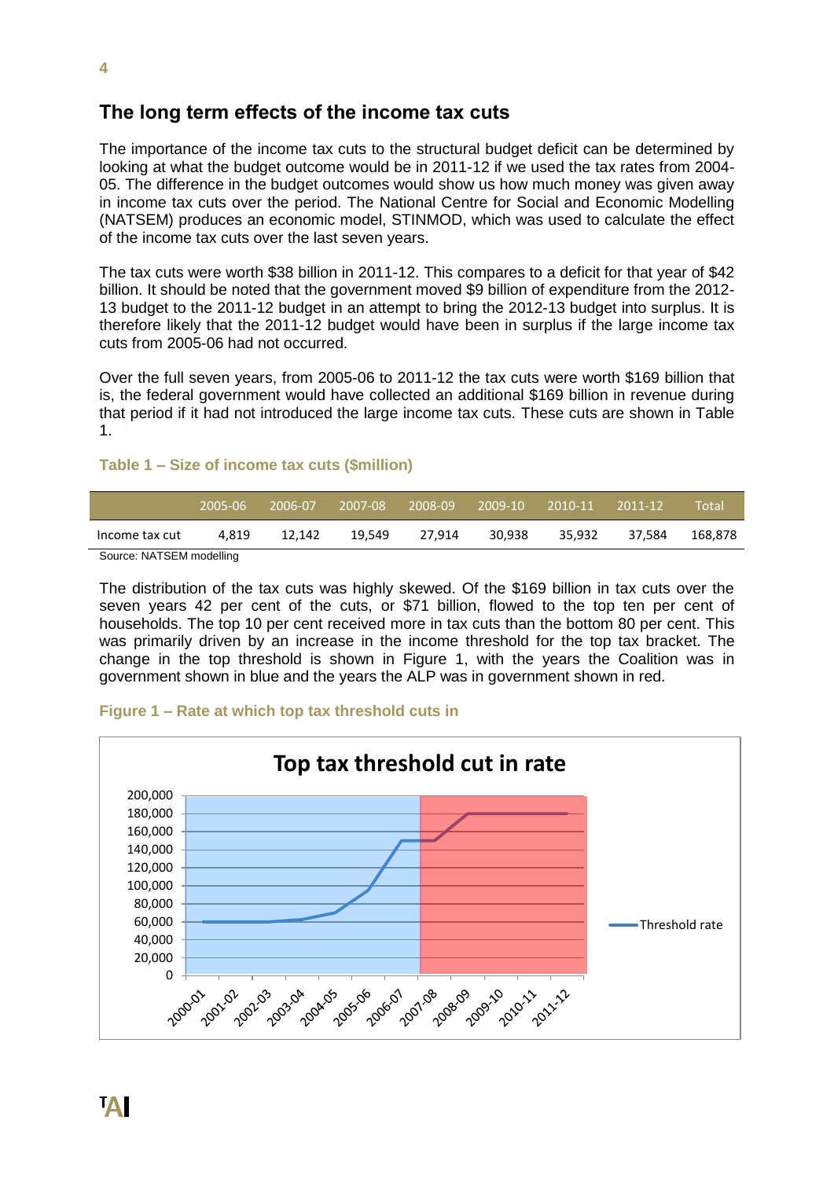## The long term effects of the income tax cuts

The importance of the income tax cuts to the structural budget deficit can be determined by looking at what the budget outcome would be in 2011-12 if we used the tax rates from 2004-05. The difference in the budget outcomes would show us how much money was given away in income tax cuts over the period. The National Centre for Social and Economic Modelling (NATSEM) produces an economic model, STINMOD, which was used to calculate the effect of the income tax cuts over the last seven years.

The tax cuts were worth $38 billion in 2011-12. This compares to a deficit for that year of $42 billion. It should be noted that the government moved $9 billion of expenditure from the 2012-13 budget to the 2011-12 budget in an attempt to bring the 2012-13 budget into surplus. It is therefore likely that the 2011-12 budget would have been in surplus if the large income tax cuts from 2005-06 had not occurred.

Over the full seven years, from 2005-06 to 2011-12 the tax cuts were worth $169 billion that is, the federal government would have collected an additional $169 billion in revenue during that period if it had not introduced the large income tax cuts. These cuts are shown in Table 1.

**Table 1 – Size of income tax cuts ($million)**

| | 2005-06 | 2006-07 | 2007-08 | 2008-09 | 2009-10 | 2010-11 | 2011-12 | Total |
|---|---|---|---|---|---|---|---|---|
| Income tax cut | 4,819 | 12,142 | 19,549 | 27,914 | 30,938 | 35,932 | 37,584 | 168,878 |

Source: NATSEM modelling

The distribution of the tax cuts was highly skewed. Of the $169 billion in tax cuts over the seven years 42 per cent of the cuts, or $71 billion, flowed to the top ten per cent of households. The top 10 per cent received more in tax cuts than the bottom 80 per cent. This was primarily driven by an increase in the income threshold for the top tax bracket. The change in the top threshold is shown in Figure 1, with the years the Coalition was in government shown in blue and the years the ALP was in government shown in red.

**Figure 1 – Rate at which top tax threshold cuts in**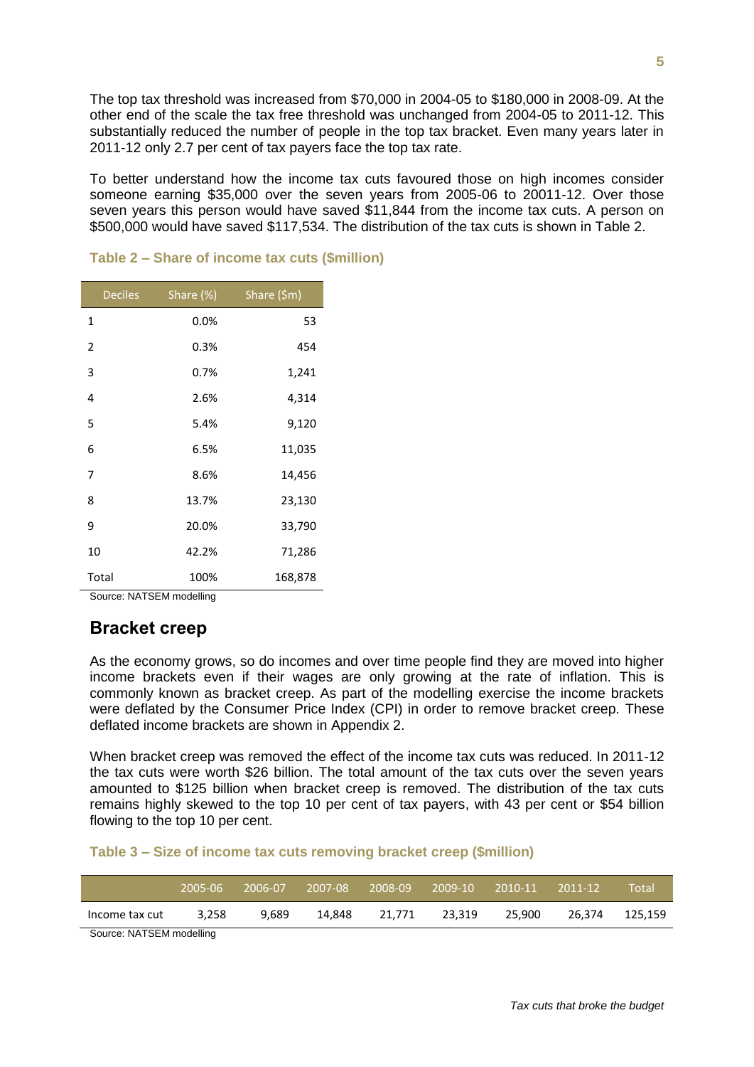The top tax threshold was increased from $70,000 in 2004-05 to $180,000 in 2008-09. At the other end of the scale the tax free threshold was unchanged from 2004-05 to 2011-12. This substantially reduced the number of people in the top tax bracket. Even many years later in 2011-12 only 2.7 per cent of tax payers face the top tax rate.

To better understand how the income tax cuts favoured those on high incomes consider someone earning $35,000 over the seven years from 2005-06 to 20011-12. Over those seven years this person would have saved $11,844 from the income tax cuts. A person on $500,000 would have saved $117,534. The distribution of the tax cuts is shown in Table 2.

**Table 2 – Share of income tax cuts ($million)**

| Deciles | Share (%) | Share ($m) |
|---|---|---|
| 1 | 0.0% | 53 |
| 2 | 0.3% | 454 |
| 3 | 0.7% | 1,241 |
| 4 | 2.6% | 4,314 |
| 5 | 5.4% | 9,120 |
| 6 | 6.5% | 11,035 |
| 7 | 8.6% | 14,456 |
| 8 | 13.7% | 23,130 |
| 9 | 20.0% | 33,790 |
| 10 | 42.2% | 71,286 |
| Total | 100% | 168,878 |

Source: NATSEM modelling

## Bracket creep

As the economy grows, so do incomes and over time people find they are moved into higher income brackets even if their wages are only growing at the rate of inflation. This is commonly known as bracket creep. As part of the modelling exercise the income brackets were deflated by the Consumer Price Index (CPI) in order to remove bracket creep. These deflated income brackets are shown in Appendix 2.

When bracket creep was removed the effect of the income tax cuts was reduced. In 2011-12 the tax cuts were worth $26 billion. The total amount of the tax cuts over the seven years amounted to $125 billion when bracket creep is removed. The distribution of the tax cuts remains highly skewed to the top 10 per cent of tax payers, with 43 per cent or $54 billion flowing to the top 10 per cent.

**Table 3 – Size of income tax cuts removing bracket creep ($million)**

| | 2005-06 | 2006-07 | 2007-08 | 2008-09 | 2009-10 | 2010-11 | 2011-12 | Total |
|---|---|---|---|---|---|---|---|---|
| Income tax cut | 3,258 | 9,689 | 14,848 | 21,771 | 23,319 | 25,900 | 26,374 | 125,159 |

Source: NATSEM modelling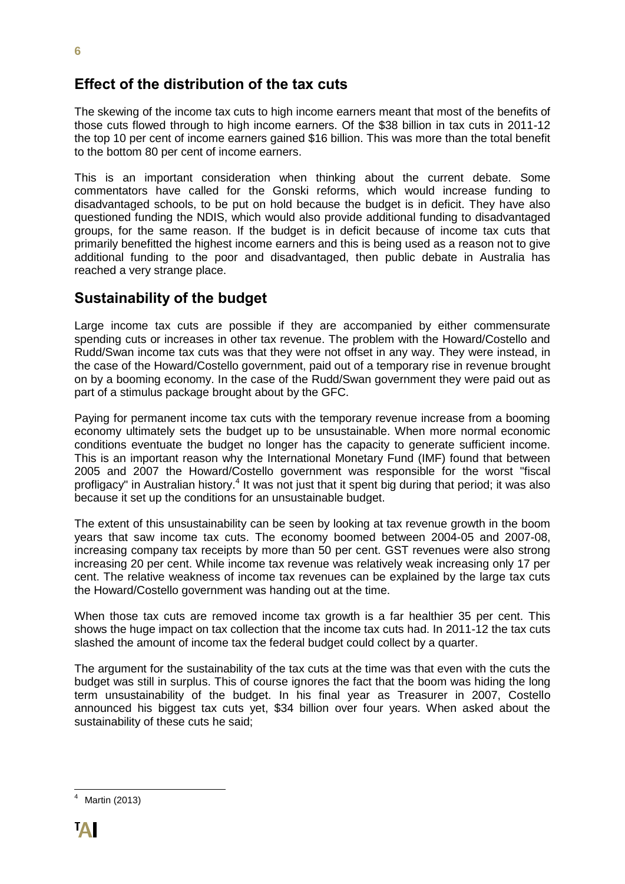## Effect of the distribution of the tax cuts

The skewing of the income tax cuts to high income earners meant that most of the benefits of those cuts flowed through to high income earners. Of the $38 billion in tax cuts in 2011-12 the top 10 per cent of income earners gained $16 billion. This was more than the total benefit to the bottom 80 per cent of income earners.

This is an important consideration when thinking about the current debate. Some commentators have called for the Gonski reforms, which would increase funding to disadvantaged schools, to be put on hold because the budget is in deficit. They have also questioned funding the NDIS, which would also provide additional funding to disadvantaged groups, for the same reason. If the budget is in deficit because of income tax cuts that primarily benefitted the highest income earners and this is being used as a reason not to give additional funding to the poor and disadvantaged, then public debate in Australia has reached a very strange place.

## Sustainability of the budget

Large income tax cuts are possible if they are accompanied by either commensurate spending cuts or increases in other tax revenue. The problem with the Howard/Costello and Rudd/Swan income tax cuts was that they were not offset in any way. They were instead, in the case of the Howard/Costello government, paid out of a temporary rise in revenue brought on by a booming economy. In the case of the Rudd/Swan government they were paid out as part of a stimulus package brought about by the GFC.

Paying for permanent income tax cuts with the temporary revenue increase from a booming economy ultimately sets the budget up to be unsustainable. When more normal economic conditions eventuate the budget no longer has the capacity to generate sufficient income. This is an important reason why the International Monetary Fund (IMF) found that between 2005 and 2007 the Howard/Costello government was responsible for the worst "fiscal profligacy" in Australian history.[4] It was not just that it spent big during that period; it was also because it set up the conditions for an unsustainable budget.

The extent of this unsustainability can be seen by looking at tax revenue growth in the boom years that saw income tax cuts. The economy boomed between 2004-05 and 2007-08, increasing company tax receipts by more than 50 per cent. GST revenues were also strong increasing 20 per cent. While income tax revenue was relatively weak increasing only 17 per cent. The relative weakness of income tax revenues can be explained by the large tax cuts the Howard/Costello government was handing out at the time.

When those tax cuts are removed income tax growth is a far healthier 35 per cent. This shows the huge impact on tax collection that the income tax cuts had. In 2011-12 the tax cuts slashed the amount of income tax the federal budget could collect by a quarter.

The argument for the sustainability of the tax cuts at the time was that even with the cuts the budget was still in surplus. This of course ignores the fact that the boom was hiding the long term unsustainability of the budget. In his final year as Treasurer in 2007, Costello announced his biggest tax cuts yet, $34 billion over four years. When asked about the sustainability of these cuts he said;

[4] Martin (2013)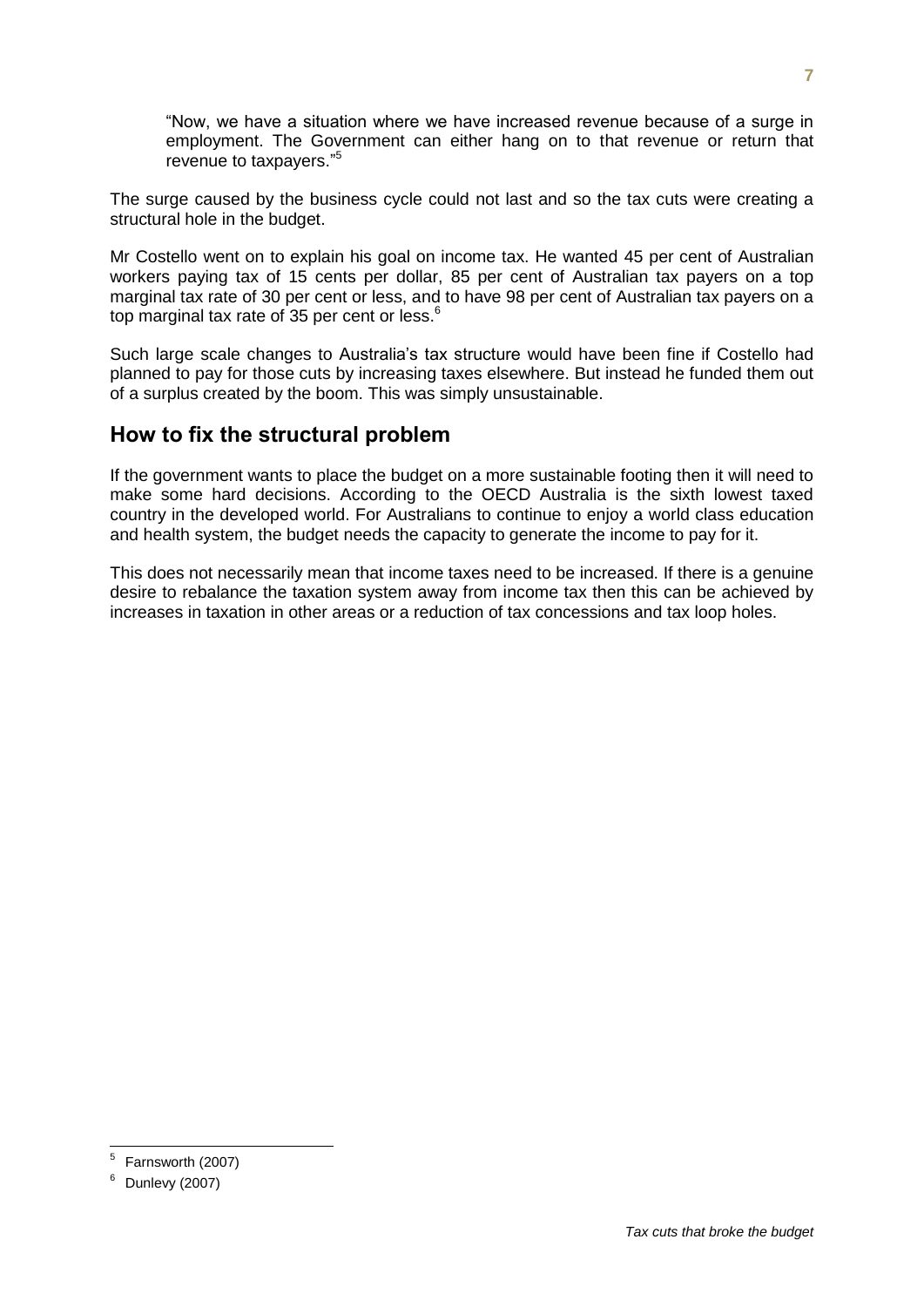"Now, we have a situation where we have increased revenue because of a surge in employment. The Government can either hang on to that revenue or return that revenue to taxpayers."[5]

The surge caused by the business cycle could not last and so the tax cuts were creating a structural hole in the budget.

Mr Costello went on to explain his goal on income tax. He wanted 45 per cent of Australian workers paying tax of 15 cents per dollar, 85 per cent of Australian tax payers on a top marginal tax rate of 30 per cent or less, and to have 98 per cent of Australian tax payers on a top marginal tax rate of 35 per cent or less.[6]

Such large scale changes to Australia's tax structure would have been fine if Costello had planned to pay for those cuts by increasing taxes elsewhere. But instead he funded them out of a surplus created by the boom. This was simply unsustainable.

## How to fix the structural problem

If the government wants to place the budget on a more sustainable footing then it will need to make some hard decisions. According to the OECD Australia is the sixth lowest taxed country in the developed world. For Australians to continue to enjoy a world class education and health system, the budget needs the capacity to generate the income to pay for it.

This does not necessarily mean that income taxes need to be increased. If there is a genuine desire to rebalance the taxation system away from income tax then this can be achieved by increases in taxation in other areas or a reduction of tax concessions and tax loop holes.

---

[5] Farnsworth (2007)

[6] Dunlevy (2007)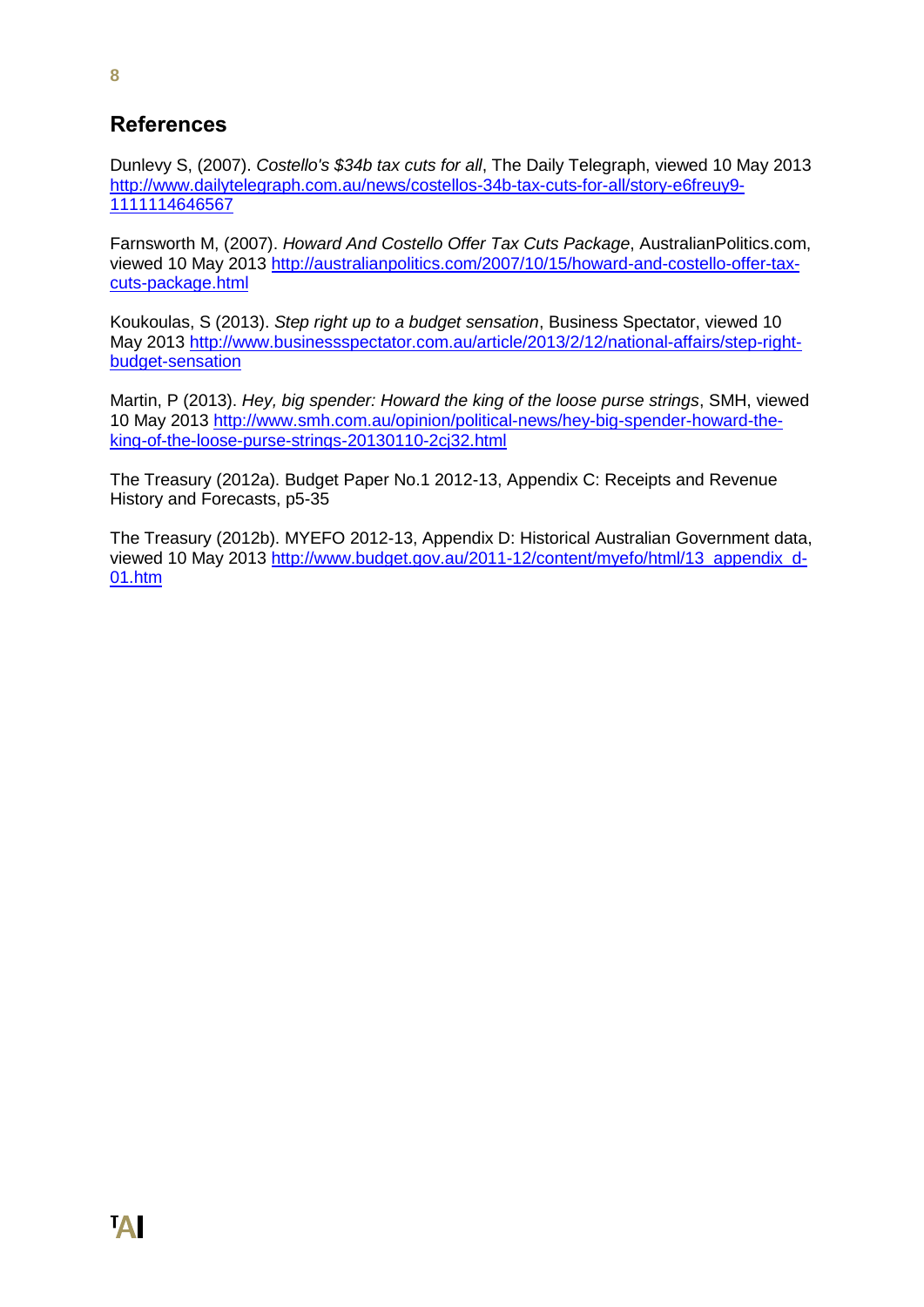## References

Dunlevy S, (2007). *Costello's $34b tax cuts for all*, The Daily Telegraph, viewed 10 May 2013 http://www.dailytelegraph.com.au/news/costellos-34b-tax-cuts-for-all/story-e6freuy9-1111114646567

Farnsworth M, (2007). *Howard And Costello Offer Tax Cuts Package*, AustralianPolitics.com, viewed 10 May 2013 http://australianpolitics.com/2007/10/15/howard-and-costello-offer-tax-cuts-package.html

Koukoulas, S (2013). *Step right up to a budget sensation*, Business Spectator, viewed 10 May 2013 http://www.businessspectator.com.au/article/2013/2/12/national-affairs/step-right-budget-sensation

Martin, P (2013). *Hey, big spender: Howard the king of the loose purse strings*, SMH, viewed 10 May 2013 http://www.smh.com.au/opinion/political-news/hey-big-spender-howard-the-king-of-the-loose-purse-strings-20130110-2cj32.html

The Treasury (2012a). Budget Paper No.1 2012-13, Appendix C: Receipts and Revenue History and Forecasts, p5-35

The Treasury (2012b). MYEFO 2012-13, Appendix D: Historical Australian Government data, viewed 10 May 2013 http://www.budget.gov.au/2011-12/content/myefo/html/13_appendix_d-01.htm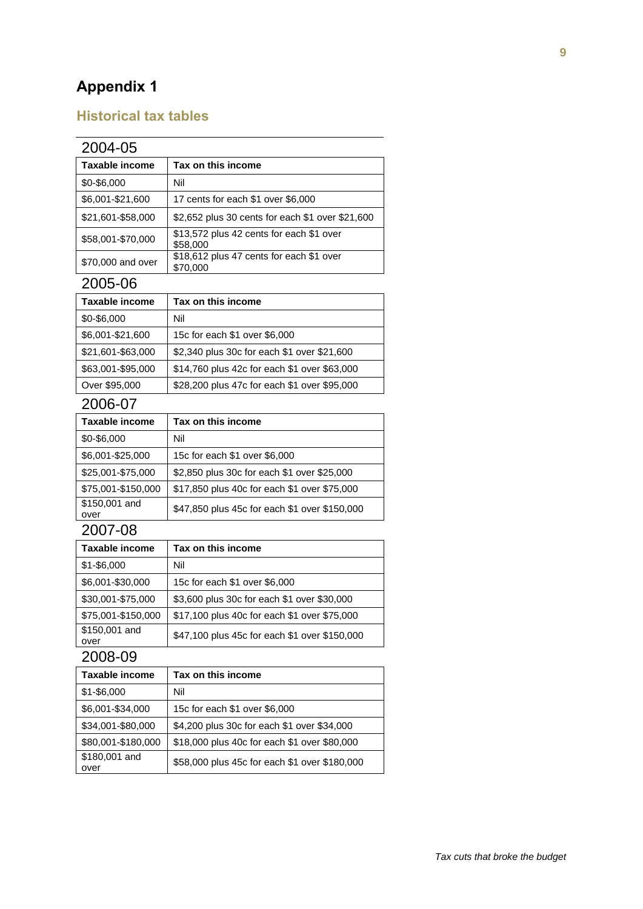# Appendix 1

## Historical tax tables

### 2004-05

| Taxable income | Tax on this income |
|---|---|
| $0-$6,000 | Nil |
| $6,001-$21,600 | 17 cents for each $1 over $6,000 |
| $21,601-$58,000 | $2,652 plus 30 cents for each $1 over $21,600 |
| $58,001-$70,000 | $13,572 plus 42 cents for each $1 over $58,000 |
| $70,000 and over | $18,612 plus 47 cents for each $1 over $70,000 |

### 2005-06

| Taxable income | Tax on this income |
|---|---|
| $0-$6,000 | Nil |
| $6,001-$21,600 | 15c for each $1 over $6,000 |
| $21,601-$63,000 | $2,340 plus 30c for each $1 over $21,600 |
| $63,001-$95,000 | $14,760 plus 42c for each $1 over $63,000 |
| Over $95,000 | $28,200 plus 47c for each $1 over $95,000 |

### 2006-07

| Taxable income | Tax on this income |
|---|---|
| $0-$6,000 | Nil |
| $6,001-$25,000 | 15c for each $1 over $6,000 |
| $25,001-$75,000 | $2,850 plus 30c for each $1 over $25,000 |
| $75,001-$150,000 | $17,850 plus 40c for each $1 over $75,000 |
| $150,001 and over | $47,850 plus 45c for each $1 over $150,000 |

### 2007-08

| Taxable income | Tax on this income |
|---|---|
| $1-$6,000 | Nil |
| $6,001-$30,000 | 15c for each $1 over $6,000 |
| $30,001-$75,000 | $3,600 plus 30c for each $1 over $30,000 |
| $75,001-$150,000 | $17,100 plus 40c for each $1 over $75,000 |
| $150,001 and over | $47,100 plus 45c for each $1 over $150,000 |

### 2008-09

| Taxable income | Tax on this income |
|---|---|
| $1-$6,000 | Nil |
| $6,001-$34,000 | 15c for each $1 over $6,000 |
| $34,001-$80,000 | $4,200 plus 30c for each $1 over $34,000 |
| $80,001-$180,000 | $18,000 plus 40c for each $1 over $80,000 |
| $180,001 and over | $58,000 plus 45c for each $1 over $180,000 |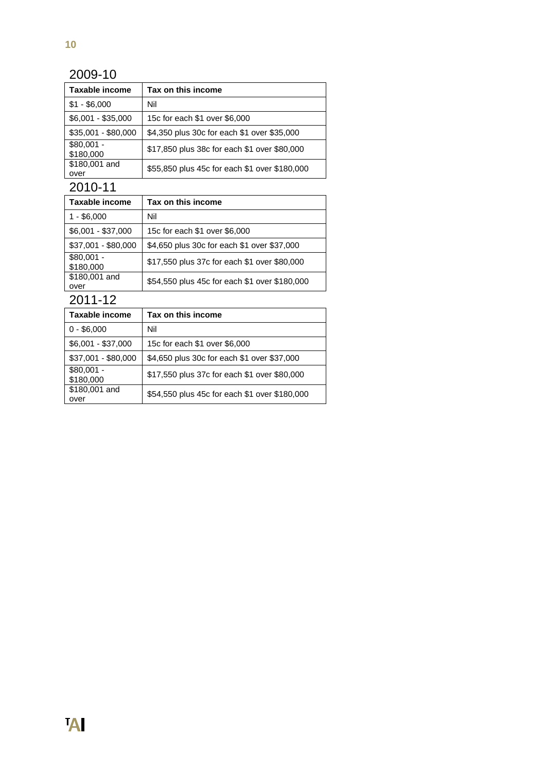## 2009-10

| Taxable income | Tax on this income |
|---|---|
| $1 - $6,000 | Nil |
| $6,001 - $35,000 | 15c for each $1 over $6,000 |
| $35,001 - $80,000 | $4,350 plus 30c for each $1 over $35,000 |
| $80,001 - $180,000 | $17,850 plus 38c for each $1 over $80,000 |
| $180,001 and over | $55,850 plus 45c for each $1 over $180,000 |

## 2010-11

| Taxable income | Tax on this income |
|---|---|
| 1 - $6,000 | Nil |
| $6,001 - $37,000 | 15c for each $1 over $6,000 |
| $37,001 - $80,000 | $4,650 plus 30c for each $1 over $37,000 |
| $80,001 - $180,000 | $17,550 plus 37c for each $1 over $80,000 |
| $180,001 and over | $54,550 plus 45c for each $1 over $180,000 |

## 2011-12

| Taxable income | Tax on this income |
|---|---|
| 0 - $6,000 | Nil |
| $6,001 - $37,000 | 15c for each $1 over $6,000 |
| $37,001 - $80,000 | $4,650 plus 30c for each $1 over $37,000 |
| $80,001 - $180,000 | $17,550 plus 37c for each $1 over $80,000 |
| $180,001 and over | $54,550 plus 45c for each $1 over $180,000 |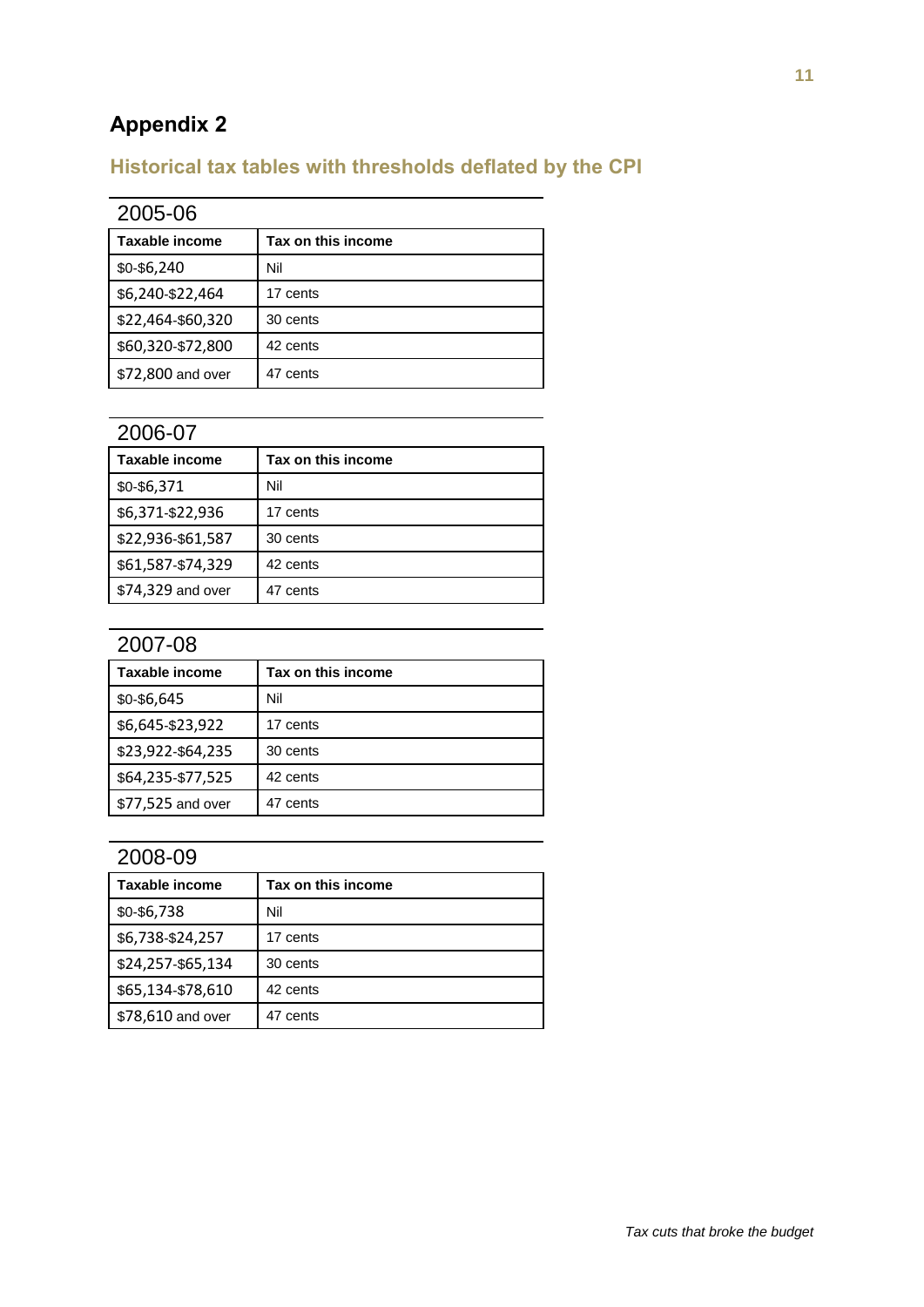# Appendix 2

## Historical tax tables with thresholds deflated by the CPI

### 2005-06

| Taxable income | Tax on this income |
| --- | --- |
| $0-$6,240 | Nil |
| $6,240-$22,464 | 17 cents |
| $22,464-$60,320 | 30 cents |
| $60,320-$72,800 | 42 cents |
| $72,800 and over | 47 cents |

### 2006-07

| Taxable income | Tax on this income |
| --- | --- |
| $0-$6,371 | Nil |
| $6,371-$22,936 | 17 cents |
| $22,936-$61,587 | 30 cents |
| $61,587-$74,329 | 42 cents |
| $74,329 and over | 47 cents |

### 2007-08

| Taxable income | Tax on this income |
| --- | --- |
| $0-$6,645 | Nil |
| $6,645-$23,922 | 17 cents |
| $23,922-$64,235 | 30 cents |
| $64,235-$77,525 | 42 cents |
| $77,525 and over | 47 cents |

### 2008-09

| Taxable income | Tax on this income |
| --- | --- |
| $0-$6,738 | Nil |
| $6,738-$24,257 | 17 cents |
| $24,257-$65,134 | 30 cents |
| $65,134-$78,610 | 42 cents |
| $78,610 and over | 47 cents |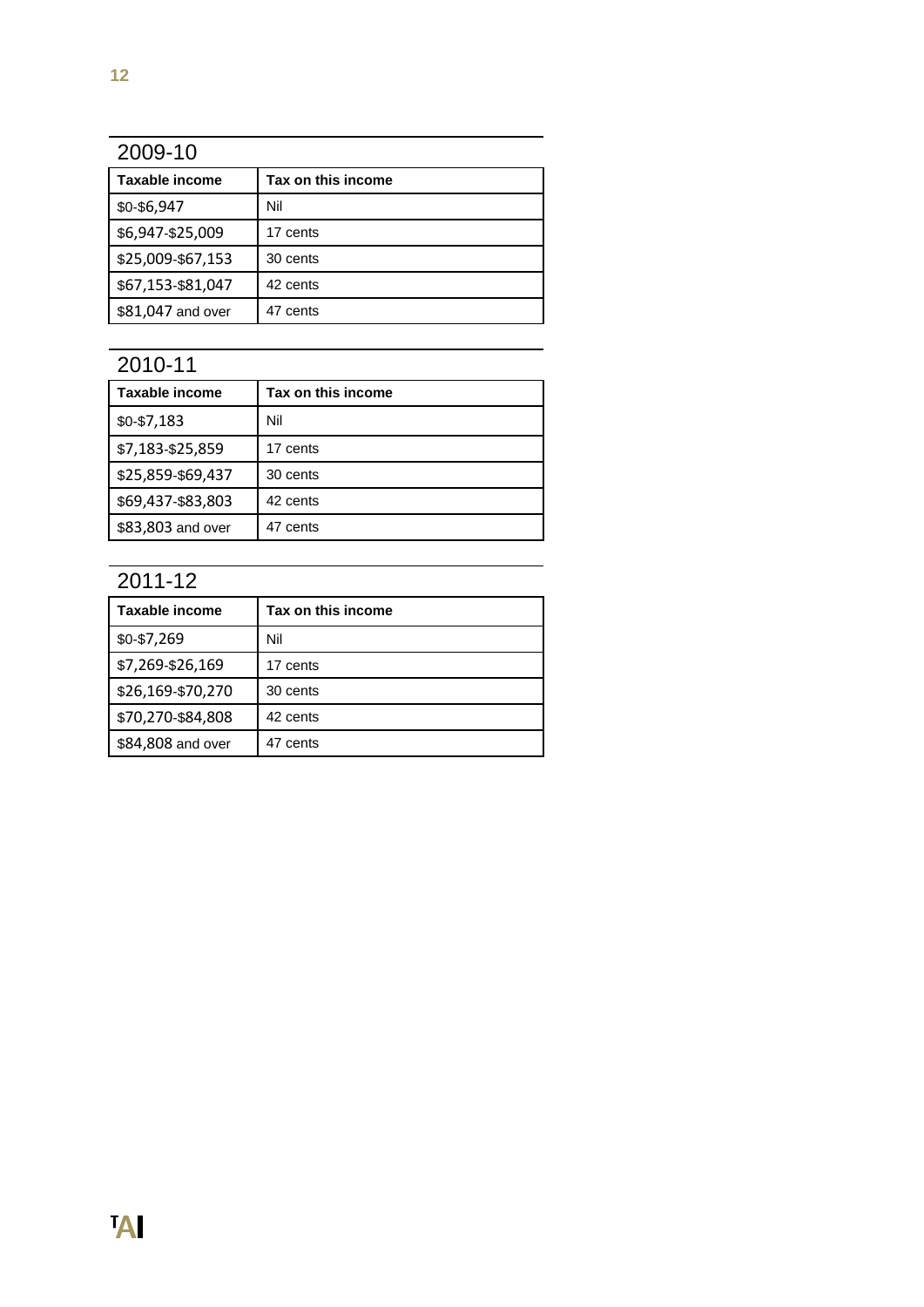## 2009-10

| Taxable income | Tax on this income |
|---|---|
| $0-$6,947 | Nil |
| $6,947-$25,009 | 17 cents |
| $25,009-$67,153 | 30 cents |
| $67,153-$81,047 | 42 cents |
| $81,047 and over | 47 cents |

## 2010-11

| Taxable income | Tax on this income |
|---|---|
| $0-$7,183 | Nil |
| $7,183-$25,859 | 17 cents |
| $25,859-$69,437 | 30 cents |
| $69,437-$83,803 | 42 cents |
| $83,803 and over | 47 cents |

## 2011-12

| Taxable income | Tax on this income |
|---|---|
| $0-$7,269 | Nil |
| $7,269-$26,169 | 17 cents |
| $26,169-$70,270 | 30 cents |
| $70,270-$84,808 | 42 cents |
| $84,808 and over | 47 cents |